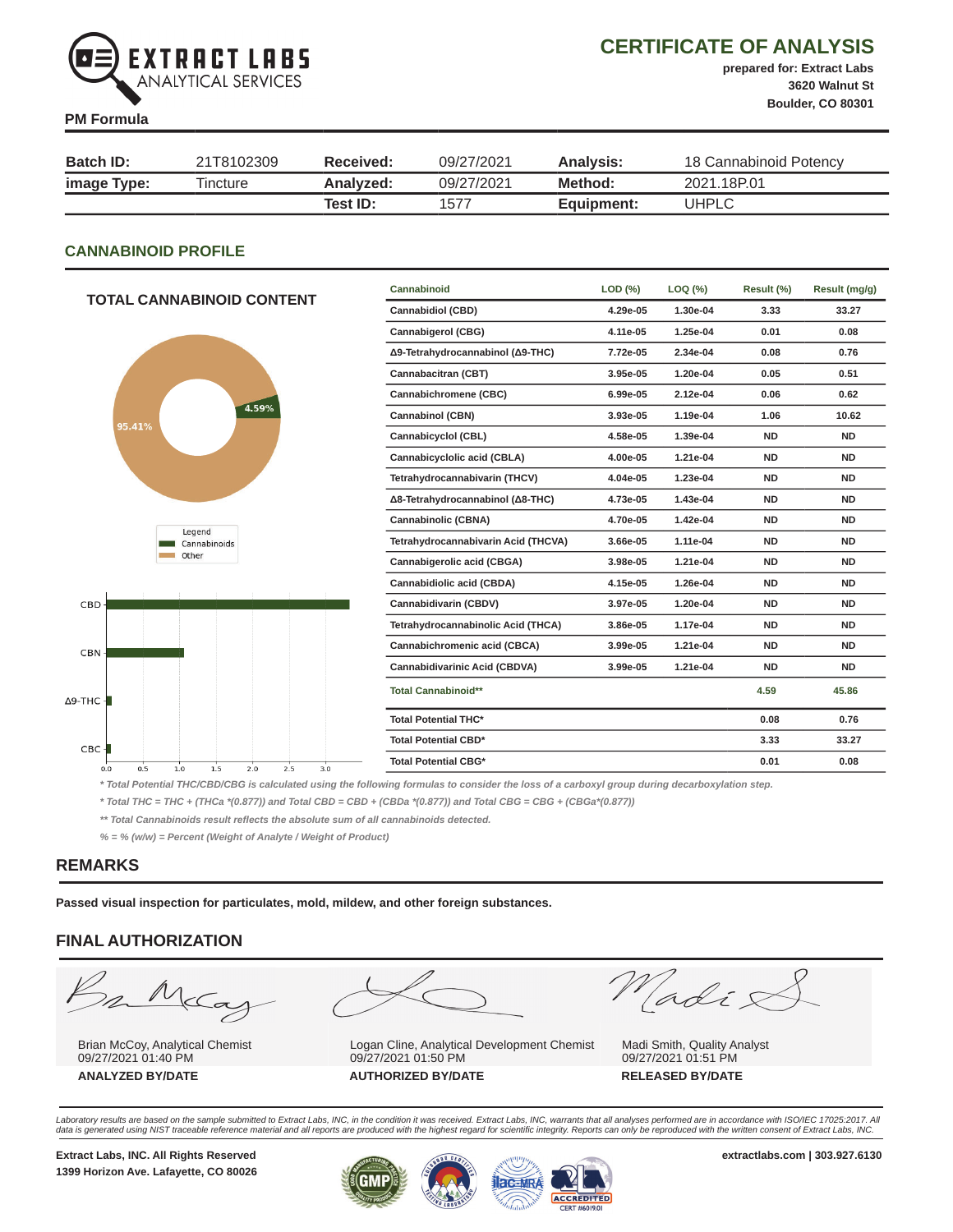EXTRACT LABS ANALYTICAL SERVICES

# CERTIFICATE OF ANALYSIS

**prepared for: Extract Labs**
**3620 Walnut St**
**Boulder, CO 80301**

**PM Formula**

| **Batch ID:** | 21T8102309 | **Received:** | 09/27/2021 | **Analysis:** | 18 Cannabinoid Potency |
|---|---|---|---|---|---|
| **image Type:** | Tincture | **Analyzed:** | 09/27/2021 | **Method:** | 2021.18P.01 |
| | | **Test ID:** | 1577 | **Equipment:** | UHPLC |

## CANNABINOID PROFILE

### TOTAL CANNABINOID CONTENT

4.59%
95.41%

Legend
Cannabinoids
Other

CBD
CBN
Δ9-THC
CBC

0.0 0.5 1.0 1.5 2.0 2.5 3.0

| Cannabinoid | LOD (%) | LOQ (%) | Result (%) | Result (mg/g) |
|---|---|---|---|---|
| Cannabidiol (CBD) | 4.29e-05 | 1.30e-04 | 3.33 | 33.27 |
| Cannabigerol (CBG) | 4.11e-05 | 1.25e-04 | 0.01 | 0.08 |
| Δ9-Tetrahydrocannabinol (Δ9-THC) | 7.72e-05 | 2.34e-04 | 0.08 | 0.76 |
| Cannabacitran (CBT) | 3.95e-05 | 1.20e-04 | 0.05 | 0.51 |
| Cannabichromene (CBC) | 6.99e-05 | 2.12e-04 | 0.06 | 0.62 |
| Cannabinol (CBN) | 3.93e-05 | 1.19e-04 | 1.06 | 10.62 |
| Cannabicyclol (CBL) | 4.58e-05 | 1.39e-04 | ND | ND |
| Cannabicyclolic acid (CBLA) | 4.00e-05 | 1.21e-04 | ND | ND |
| Tetrahydrocannabivarin (THCV) | 4.04e-05 | 1.23e-04 | ND | ND |
| Δ8-Tetrahydrocannabinol (Δ8-THC) | 4.73e-05 | 1.43e-04 | ND | ND |
| Cannabinolic (CBNA) | 4.70e-05 | 1.42e-04 | ND | ND |
| Tetrahydrocannabivarin Acid (THCVA) | 3.66e-05 | 1.11e-04 | ND | ND |
| Cannabigerolic acid (CBGA) | 3.98e-05 | 1.21e-04 | ND | ND |
| Cannabidiolic acid (CBDA) | 4.15e-05 | 1.26e-04 | ND | ND |
| Cannabidivarin (CBDV) | 3.97e-05 | 1.20e-04 | ND | ND |
| Tetrahydrocannabinolic Acid (THCA) | 3.86e-05 | 1.17e-04 | ND | ND |
| Cannabichromenic acid (CBCA) | 3.99e-05 | 1.21e-04 | ND | ND |
| Cannabidivarinic Acid (CBDVA) | 3.99e-05 | 1.21e-04 | ND | ND |
| Total Cannabinoid** | | | 4.59 | 45.86 |
| Total Potential THC* | | | 0.08 | 0.76 |
| Total Potential CBD* | | | 3.33 | 33.27 |
| Total Potential CBG* | | | 0.01 | 0.08 |

*\* Total Potential THC/CBD/CBG is calculated using the following formulas to consider the loss of a carboxyl group during decarboxylation step.*

*\* Total THC = THC + (THCa \*(0.877)) and Total CBD = CBD + (CBDa \*(0.877)) and Total CBG = CBG + (CBGa\*(0.877))*

*\*\* Total Cannabinoids result reflects the absolute sum of all cannabinoids detected.*

*% = % (w/w) = Percent (Weight of Analyte / Weight of Product)*

## REMARKS

**Passed visual inspection for particulates, mold, mildew, and other foreign substances.**

## FINAL AUTHORIZATION

| Brian McCoy, Analytical Chemist<br>09/27/2021 01:40 PM<br>**ANALYZED BY/DATE** | Logan Cline, Analytical Development Chemist<br>09/27/2021 01:50 PM<br>**AUTHORIZED BY/DATE** | Madi Smith, Quality Analyst<br>09/27/2021 01:51 PM<br>**RELEASED BY/DATE** |
|---|---|---|

*Laboratory results are based on the sample submitted to Extract Labs, INC, in the condition it was received. Extract Labs, INC, warrants that all analyses performed are in accordance with ISO/IEC 17025:2017. All data is generated using NIST traceable reference material and all reports are produced with the highest regard for scientific integrity. Reports can only be reproduced with the written consent of Extract Labs, INC.*

**Extract Labs, INC. All Rights Reserved**
**1399 Horizon Ave. Lafayette, CO 80026**

**extractlabs.com | 303.927.6130**

ACCREDITED CERT #6019.01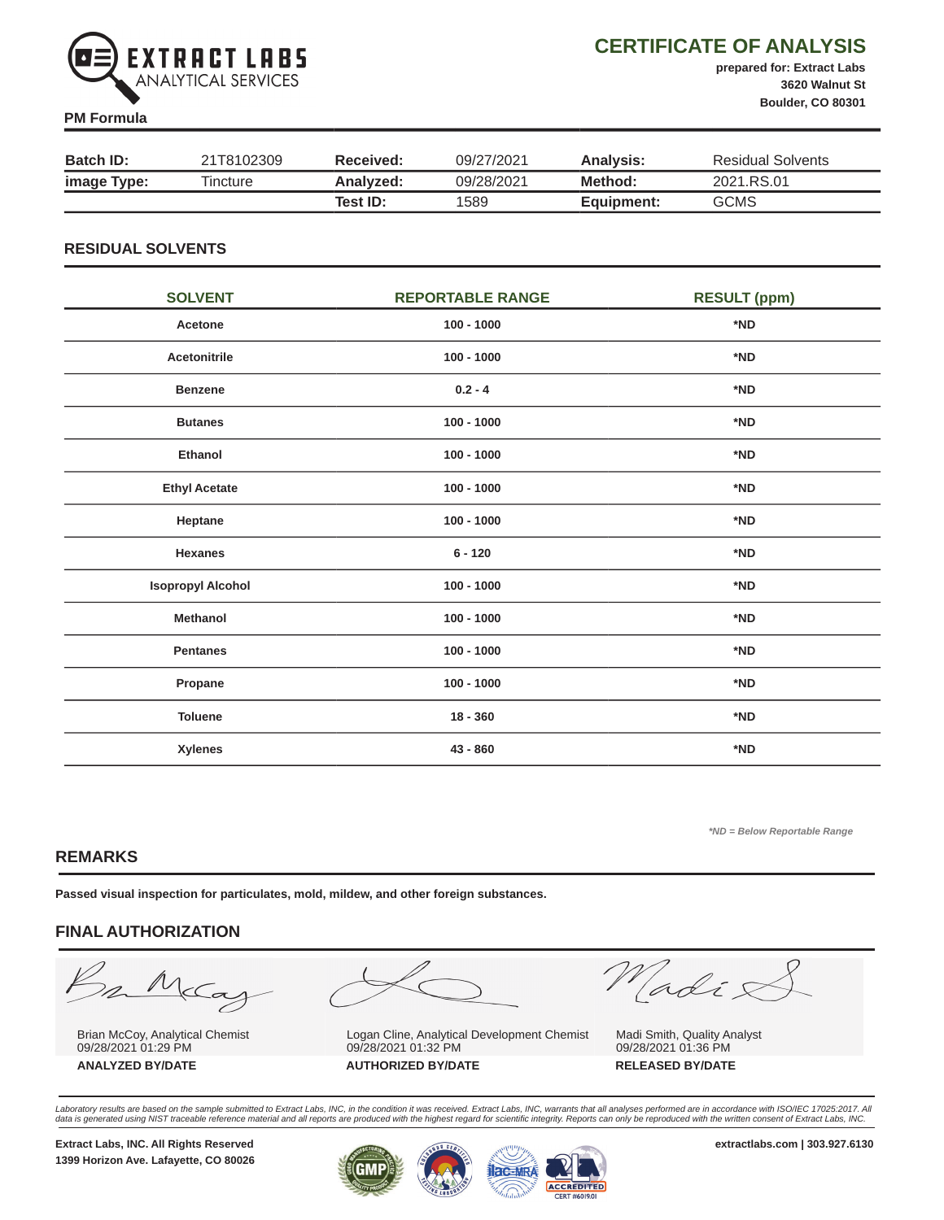EXTRACT LABS
ANALYTICAL SERVICES

# CERTIFICATE OF ANALYSIS

**prepared for: Extract Labs**
**3620 Walnut St**
**Boulder, CO 80301**

**PM Formula**

| **Batch ID:** | 21T8102309 | **Received:** | 09/27/2021 | **Analysis:** | Residual Solvents |
|---|---|---|---|---|---|
| **image Type:** | Tincture | **Analyzed:** | 09/28/2021 | **Method:** | 2021.RS.01 |
| | | **Test ID:** | 1589 | **Equipment:** | GCMS |

## RESIDUAL SOLVENTS

| SOLVENT | REPORTABLE RANGE | RESULT (ppm) |
|---|---|---|
| **Acetone** | **100 - 1000** | ***ND** |
| **Acetonitrile** | **100 - 1000** | ***ND** |
| **Benzene** | **0.2 - 4** | ***ND** |
| **Butanes** | **100 - 1000** | ***ND** |
| **Ethanol** | **100 - 1000** | ***ND** |
| **Ethyl Acetate** | **100 - 1000** | ***ND** |
| **Heptane** | **100 - 1000** | ***ND** |
| **Hexanes** | **6 - 120** | ***ND** |
| **Isopropyl Alcohol** | **100 - 1000** | ***ND** |
| **Methanol** | **100 - 1000** | ***ND** |
| **Pentanes** | **100 - 1000** | ***ND** |
| **Propane** | **100 - 1000** | ***ND** |
| **Toluene** | **18 - 360** | ***ND** |
| **Xylenes** | **43 - 860** | ***ND** |

*\*ND = Below Reportable Range*

## REMARKS

**Passed visual inspection for particulates, mold, mildew, and other foreign substances.**

## FINAL AUTHORIZATION

| Brian McCoy, Analytical Chemist<br>09/28/2021 01:29 PM<br>**ANALYZED BY/DATE** | Logan Cline, Analytical Development Chemist<br>09/28/2021 01:32 PM<br>**AUTHORIZED BY/DATE** | Madi Smith, Quality Analyst<br>09/28/2021 01:36 PM<br>**RELEASED BY/DATE** |
|---|---|---|

*Laboratory results are based on the sample submitted to Extract Labs, INC, in the condition it was received. Extract Labs, INC, warrants that all analyses performed are in accordance with ISO/IEC 17025:2017. All data is generated using NIST traceable reference material and all reports are produced with the highest regard for scientific integrity. Reports can only be reproduced with the written consent of Extract Labs, INC.*

**Extract Labs, INC. All Rights Reserved**
**1399 Horizon Ave. Lafayette, CO 80026**

**extractlabs.com | 303.927.6130**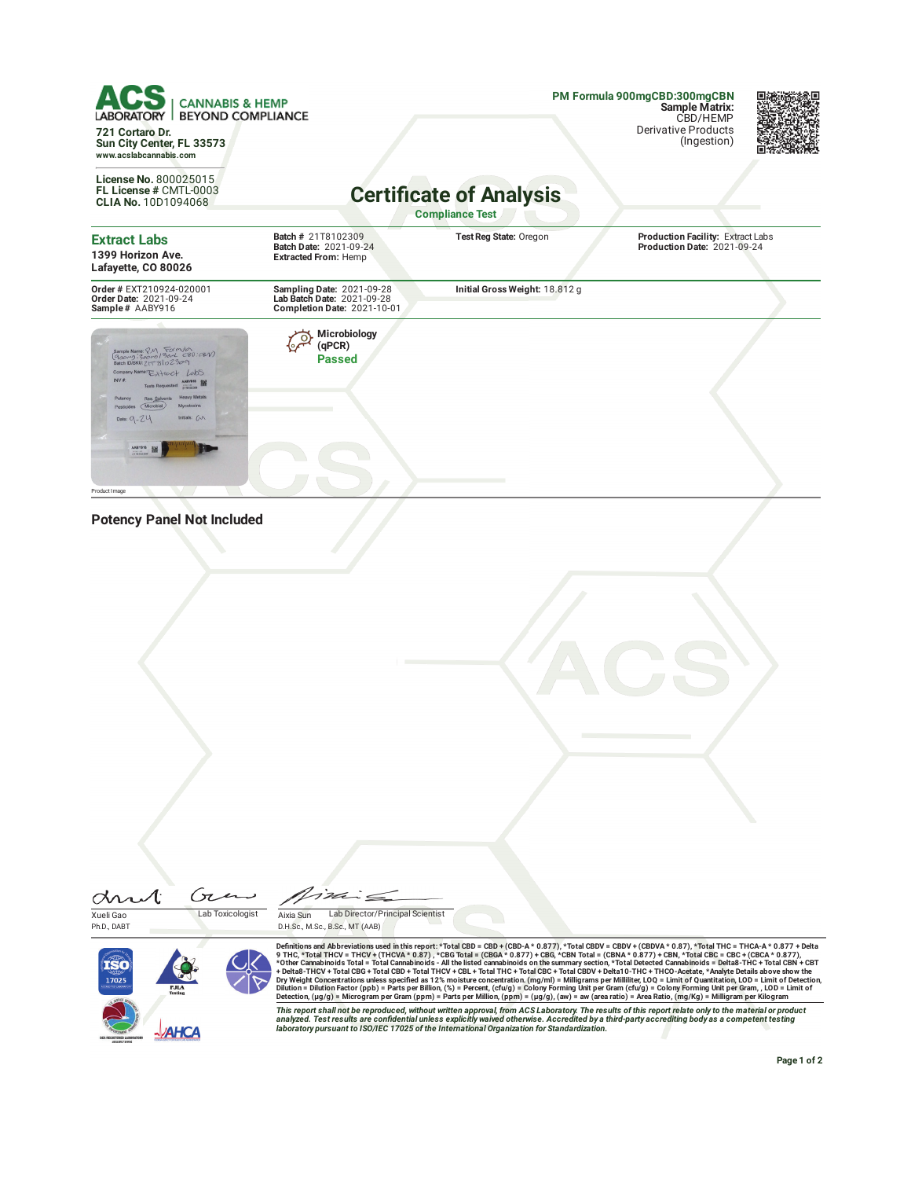**ACS LABORATORY** | CANNABIS & HEMP BEYOND COMPLIANCE

721 Cortaro Dr.
Sun City Center, FL 33573
www.acslabcannabis.com

**License No.** 800025015
**FL License #** CMTL-0003
**CLIA No.** 10D1094068

**PM Formula 900mgCBD:300mgCBN**
**Sample Matrix:** CBD/HEMP
Derivative Products
(Ingestion)

# Certificate of Analysis

**Compliance Test**

## Extract Labs

1399 Horizon Ave.
Lafayette, CO 80026

**Batch #** 21T8102309
**Batch Date:** 2021-09-24
**Extracted From:** Hemp

**Test Reg State:** Oregon

**Production Facility:** Extract Labs
**Production Date:** 2021-09-24

**Order #** EXT210924-020001
**Order Date:** 2021-09-24
**Sample #** AABY916

**Sampling Date:** 2021-09-28
**Lab Batch Date:** 2021-09-28
**Completion Date:** 2021-10-01

**Initial Gross Weight:** 18.812 g

Product Image

**Microbiology (qPCR)**
**Passed**

**Potency Panel Not Included**

Xueli Gao — Lab Toxicologist
Ph.D., DABT

Aixia Sun — Lab Director/Principal Scientist
D.H.Sc., M.Sc., B.Sc., MT (AAB)

Definitions and Abbreviations used in this report: *Total CBD = CBD + (CBD-A * 0.877), *Total CBDV = CBDV + (CBDVA * 0.87), *Total THC = THCA-A * 0.877 + Delta 9 THC, *Total THCV = THCV + (THCVA * 0.87) , *CBG Total = (CBGA * 0.877) + CBG, *CBN Total = (CBNA * 0.877) + CBN, *Total CBC = CBC + (CBCA * 0.877), *Other Cannabinoids Total = Total Cannabinoids - All the listed cannabinoids on the summary section, *Total Detected Cannabinoids = Delta8-THC + Total CBN + CBT + Delta8-THCV + Total CBG + Total CBD + Total THCV + CBL + Total THC + Total CBC + Total CBDV + Delta10-THC + THCO-Acetate, *Analyte Details above show the Dry Weight Concentrations unless specified as 12% moisture concentration. (mg/ml) = Milligrams per Milliliter, LOQ = Limit of Quantitation, LOD = Limit of Detection, Dilution = Dilution Factor (ppb) = Parts per Billion, (%) = Percent, (cfu/g) = Colony Forming Unit per Gram (cfu/g) = Colony Forming Unit per Gram, , LOD = Limit of Detection, (µg/g) = Microgram per Gram (ppm) = Parts per Million, (ppm) = (µg/g), (aw) = aw (area ratio) = Area Ratio, (mg/Kg) = Milligram per Kilogram

*This report shall not be reproduced, without written approval, from ACS Laboratory. The results of this report relate only to the material or product analyzed. Test results are confidential unless explicitly waived otherwise. Accredited by a third-party accrediting body as a competent testing laboratory pursuant to ISO/IEC 17025 of the International Organization for Standardization.*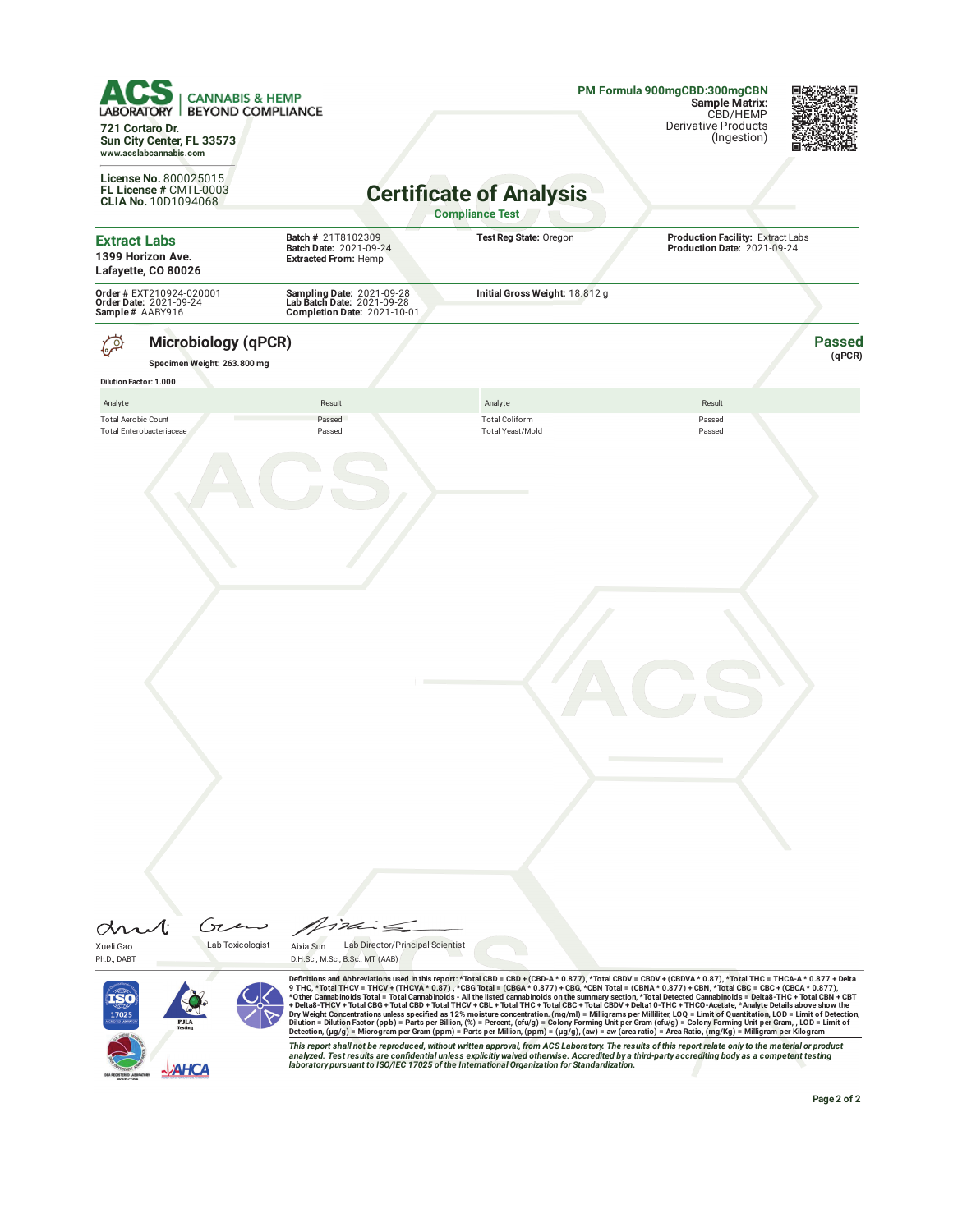ACS LABORATORY | CANNABIS & HEMP BEYOND COMPLIANCE

721 Cortaro Dr.
Sun City Center, FL 33573
www.acslabcannabis.com

**License No.** 800025015
**FL License #** CMTL-0003
**CLIA No.** 10D1094068

**PM Formula 900mgCBD:300mgCBN**
**Sample Matrix:** CBD/HEMP Derivative Products (Ingestion)

# Certificate of Analysis

**Compliance Test**

| | | | |
|---|---|---|---|
| **Extract Labs**<br>1399 Horizon Ave.<br>Lafayette, CO 80026 | **Batch #** 21T8102309<br>**Batch Date:** 2021-09-24<br>**Extracted From:** Hemp | **Test Reg State:** Oregon | **Production Facility:** Extract Labs<br>**Production Date:** 2021-09-24 |
| **Order #** EXT210924-020001<br>**Order Date:** 2021-09-24<br>**Sample #** AABY916 | **Sampling Date:** 2021-09-28<br>**Lab Batch Date:** 2021-09-28<br>**Completion Date:** 2021-10-01 | **Initial Gross Weight:** 18.812 g | |

## Microbiology (qPCR)

**Passed** (qPCR)

**Specimen Weight: 263.800 mg**

**Dilution Factor: 1.000**

| Analyte | Result | Analyte | Result |
|---|---|---|---|
| Total Aerobic Count | Passed | Total Coliform | Passed |
| Total Enterobacteriaceae | Passed | Total Yeast/Mold | Passed |

Xueli Gao, Ph.D., DABT — Lab Toxicologist

Aixia Sun, D.H.Sc., M.Sc., B.Sc., MT (AAB) — Lab Director/Principal Scientist

Definitions and Abbreviations used in this report: *Total CBD = CBD + (CBD-A * 0.877), *Total CBDV = CBDV + (CBDVA * 0.87), *Total THC = THCA-A * 0.877 + Delta 9 THC, *Total THCV = THCV + (THCVA * 0.87) , *CBG Total = (CBGA * 0.877) + CBG, *CBN Total = (CBNA * 0.877) + CBN, *Total CBC = CBC + (CBCA * 0.877), *Other Cannabinoids Total = Total Cannabinoids - All the listed cannabinoids on the summary section, *Total Detected Cannabinoids = Delta8-THC + Total CBN + CBT + Delta8-THCV + Total CBG + Total CBD + Total THCV + CBL + Total THC + Total CBC + Total CBDV + Delta10-THC + THCO-Acetate, *Analyte Details above show the Dry Weight Concentrations unless specified as 12% moisture concentration. (mg/ml) = Milligrams per Milliliter, LOQ = Limit of Quantitation, LOD = Limit of Detection, Dilution = Dilution Factor (ppb) = Parts per Billion, (%) = Percent, (cfu/g) = Colony Forming Unit per Gram (cfu/g) = Colony Forming Unit per Gram, , LOD = Limit of Detection, (µg/g) = Microgram per Gram (ppm) = Parts per Million, (ppm) = (µg/g), (aw) = aw (area ratio) = Area Ratio, (mg/Kg) = Milligram per Kilogram

*This report shall not be reproduced, without written approval, from ACS Laboratory. The results of this report relate only to the material or product analyzed. Test results are confidential unless explicitly waived otherwise. Accredited by a third-party accrediting body as a competent testing laboratory pursuant to ISO/IEC 17025 of the International Organization for Standardization.*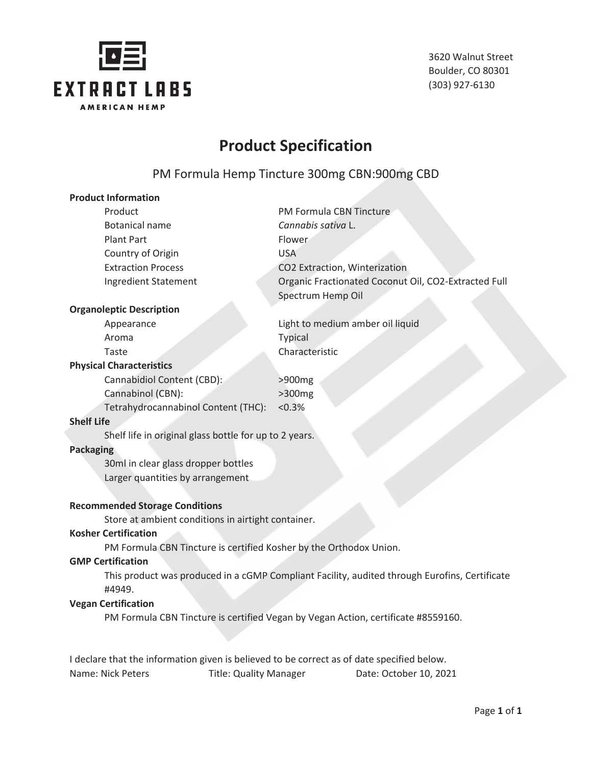**EXTRACT LABS**
**AMERICAN HEMP**

3620 Walnut Street
Boulder, CO 80301
(303) 927-6130

# Product Specification

## PM Formula Hemp Tincture 300mg CBN:900mg CBD

**Product Information**

| | |
|---|---|
| Product | PM Formula CBN Tincture |
| Botanical name | *Cannabis sativa* L. |
| Plant Part | Flower |
| Country of Origin | USA |
| Extraction Process | $CO_2$ Extraction, Winterization |
| Ingredient Statement | Organic Fractionated Coconut Oil, $CO_2$-Extracted Full Spectrum Hemp Oil |

**Organoleptic Description**

| | |
|---|---|
| Appearance | Light to medium amber oil liquid |
| Aroma | Typical |
| Taste | Characteristic |

**Physical Characteristics**

| | |
|---|---|
| Cannabidiol Content (CBD): | >900mg |
| Cannabinol (CBN): | >300mg |
| Tetrahydrocannabinol Content (THC): | <0.3% |

**Shelf Life**

Shelf life in original glass bottle for up to 2 years.

**Packaging**

30ml in clear glass dropper bottles
Larger quantities by arrangement

**Recommended Storage Conditions**

Store at ambient conditions in airtight container.

**Kosher Certification**

PM Formula CBN Tincture is certified Kosher by the Orthodox Union.

**GMP Certification**

This product was produced in a cGMP Compliant Facility, audited through Eurofins, Certificate #4949.

**Vegan Certification**

PM Formula CBN Tincture is certified Vegan by Vegan Action, certificate #8559160.

I declare that the information given is believed to be correct as of date specified below.

Name: Nick Peters  Title: Quality Manager  Date: October 10, 2021